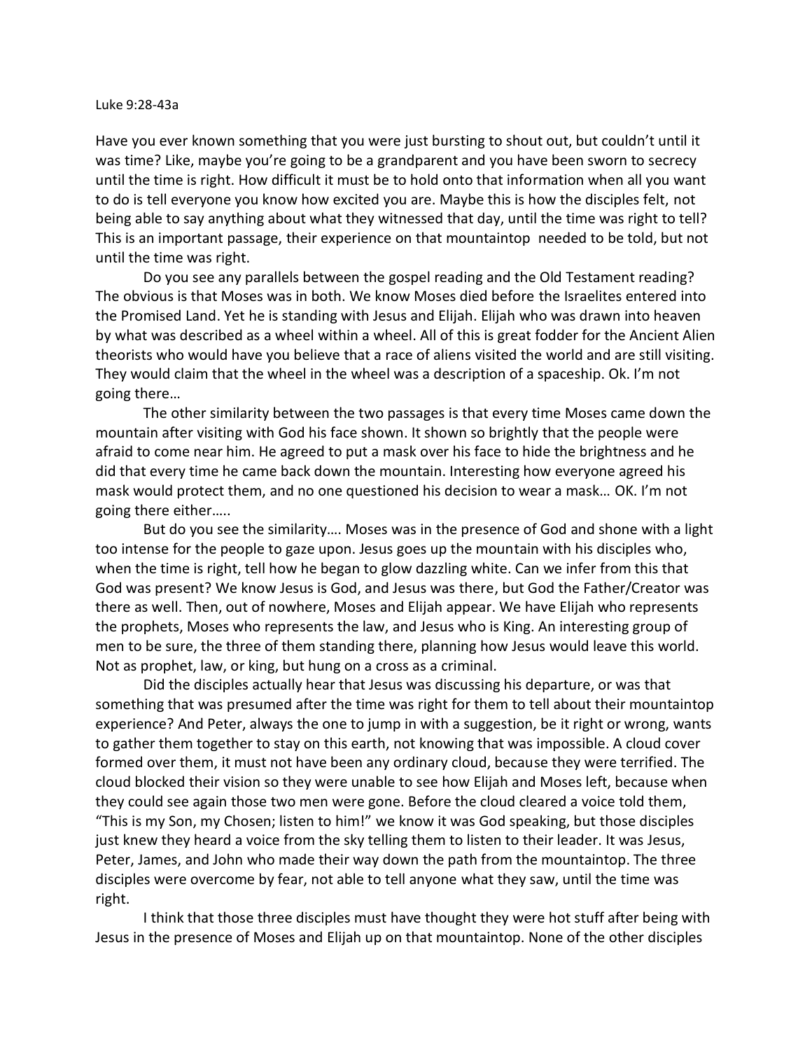Luke 9:28-43a

Have you ever known something that you were just bursting to shout out, but couldn't until it was time? Like, maybe you're going to be a grandparent and you have been sworn to secrecy until the time is right. How difficult it must be to hold onto that information when all you want to do is tell everyone you know how excited you are. Maybe this is how the disciples felt, not being able to say anything about what they witnessed that day, until the time was right to tell? This is an important passage, their experience on that mountaintop needed to be told, but not until the time was right.

Do you see any parallels between the gospel reading and the Old Testament reading? The obvious is that Moses was in both. We know Moses died before the Israelites entered into the Promised Land. Yet he is standing with Jesus and Elijah. Elijah who was drawn into heaven by what was described as a wheel within a wheel. All of this is great fodder for the Ancient Alien theorists who would have you believe that a race of aliens visited the world and are still visiting. They would claim that the wheel in the wheel was a description of a spaceship. Ok. I'm not going there…

The other similarity between the two passages is that every time Moses came down the mountain after visiting with God his face shown. It shown so brightly that the people were afraid to come near him. He agreed to put a mask over his face to hide the brightness and he did that every time he came back down the mountain. Interesting how everyone agreed his mask would protect them, and no one questioned his decision to wear a mask… OK. I'm not going there either…..

But do you see the similarity…. Moses was in the presence of God and shone with a light too intense for the people to gaze upon. Jesus goes up the mountain with his disciples who, when the time is right, tell how he began to glow dazzling white. Can we infer from this that God was present? We know Jesus is God, and Jesus was there, but God the Father/Creator was there as well. Then, out of nowhere, Moses and Elijah appear. We have Elijah who represents the prophets, Moses who represents the law, and Jesus who is King. An interesting group of men to be sure, the three of them standing there, planning how Jesus would leave this world. Not as prophet, law, or king, but hung on a cross as a criminal.

Did the disciples actually hear that Jesus was discussing his departure, or was that something that was presumed after the time was right for them to tell about their mountaintop experience? And Peter, always the one to jump in with a suggestion, be it right or wrong, wants to gather them together to stay on this earth, not knowing that was impossible. A cloud cover formed over them, it must not have been any ordinary cloud, because they were terrified. The cloud blocked their vision so they were unable to see how Elijah and Moses left, because when they could see again those two men were gone. Before the cloud cleared a voice told them, "This is my Son, my Chosen; listen to him!" we know it was God speaking, but those disciples just knew they heard a voice from the sky telling them to listen to their leader. It was Jesus, Peter, James, and John who made their way down the path from the mountaintop. The three disciples were overcome by fear, not able to tell anyone what they saw, until the time was right.

I think that those three disciples must have thought they were hot stuff after being with Jesus in the presence of Moses and Elijah up on that mountaintop. None of the other disciples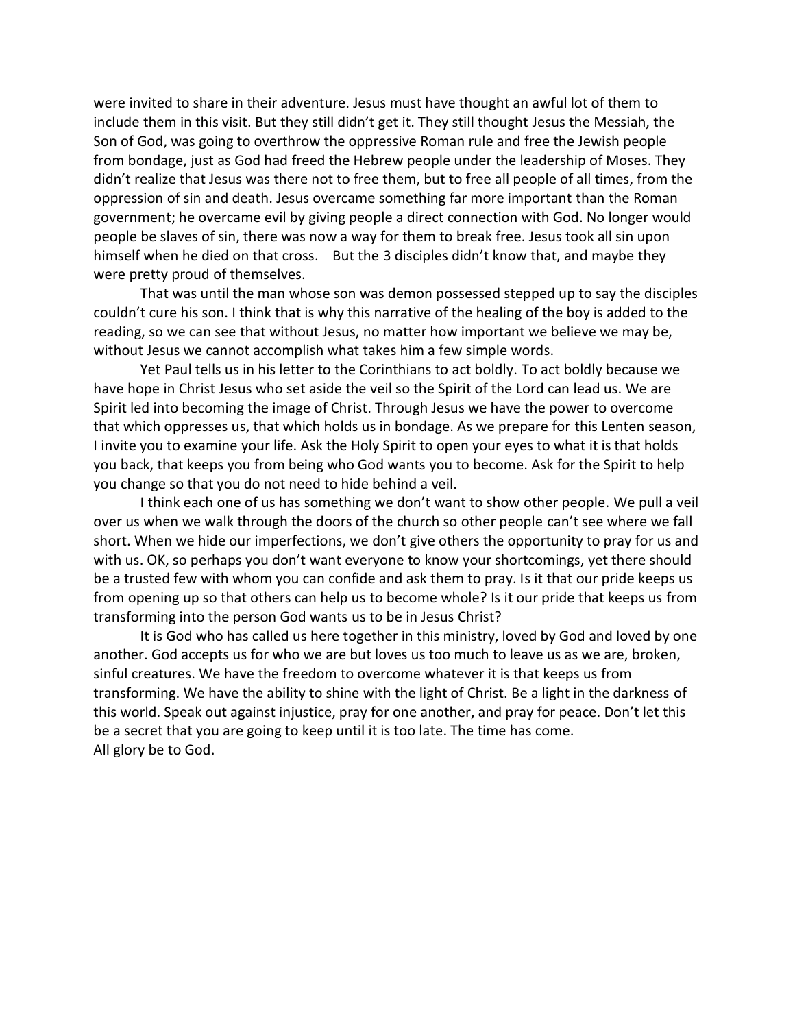were invited to share in their adventure. Jesus must have thought an awful lot of them to include them in this visit. But they still didn't get it. They still thought Jesus the Messiah, the Son of God, was going to overthrow the oppressive Roman rule and free the Jewish people from bondage, just as God had freed the Hebrew people under the leadership of Moses. They didn't realize that Jesus was there not to free them, but to free all people of all times, from the oppression of sin and death. Jesus overcame something far more important than the Roman government; he overcame evil by giving people a direct connection with God. No longer would people be slaves of sin, there was now a way for them to break free. Jesus took all sin upon himself when he died on that cross. But the 3 disciples didn't know that, and maybe they were pretty proud of themselves.

That was until the man whose son was demon possessed stepped up to say the disciples couldn't cure his son. I think that is why this narrative of the healing of the boy is added to the reading, so we can see that without Jesus, no matter how important we believe we may be, without Jesus we cannot accomplish what takes him a few simple words.

Yet Paul tells us in his letter to the Corinthians to act boldly. To act boldly because we have hope in Christ Jesus who set aside the veil so the Spirit of the Lord can lead us. We are Spirit led into becoming the image of Christ. Through Jesus we have the power to overcome that which oppresses us, that which holds us in bondage. As we prepare for this Lenten season, I invite you to examine your life. Ask the Holy Spirit to open your eyes to what it is that holds you back, that keeps you from being who God wants you to become. Ask for the Spirit to help you change so that you do not need to hide behind a veil.

I think each one of us has something we don't want to show other people. We pull a veil over us when we walk through the doors of the church so other people can't see where we fall short. When we hide our imperfections, we don't give others the opportunity to pray for us and with us. OK, so perhaps you don't want everyone to know your shortcomings, yet there should be a trusted few with whom you can confide and ask them to pray. Is it that our pride keeps us from opening up so that others can help us to become whole? Is it our pride that keeps us from transforming into the person God wants us to be in Jesus Christ?

It is God who has called us here together in this ministry, loved by God and loved by one another. God accepts us for who we are but loves us too much to leave us as we are, broken, sinful creatures. We have the freedom to overcome whatever it is that keeps us from transforming. We have the ability to shine with the light of Christ. Be a light in the darkness of this world. Speak out against injustice, pray for one another, and pray for peace. Don't let this be a secret that you are going to keep until it is too late. The time has come.
All glory be to God.